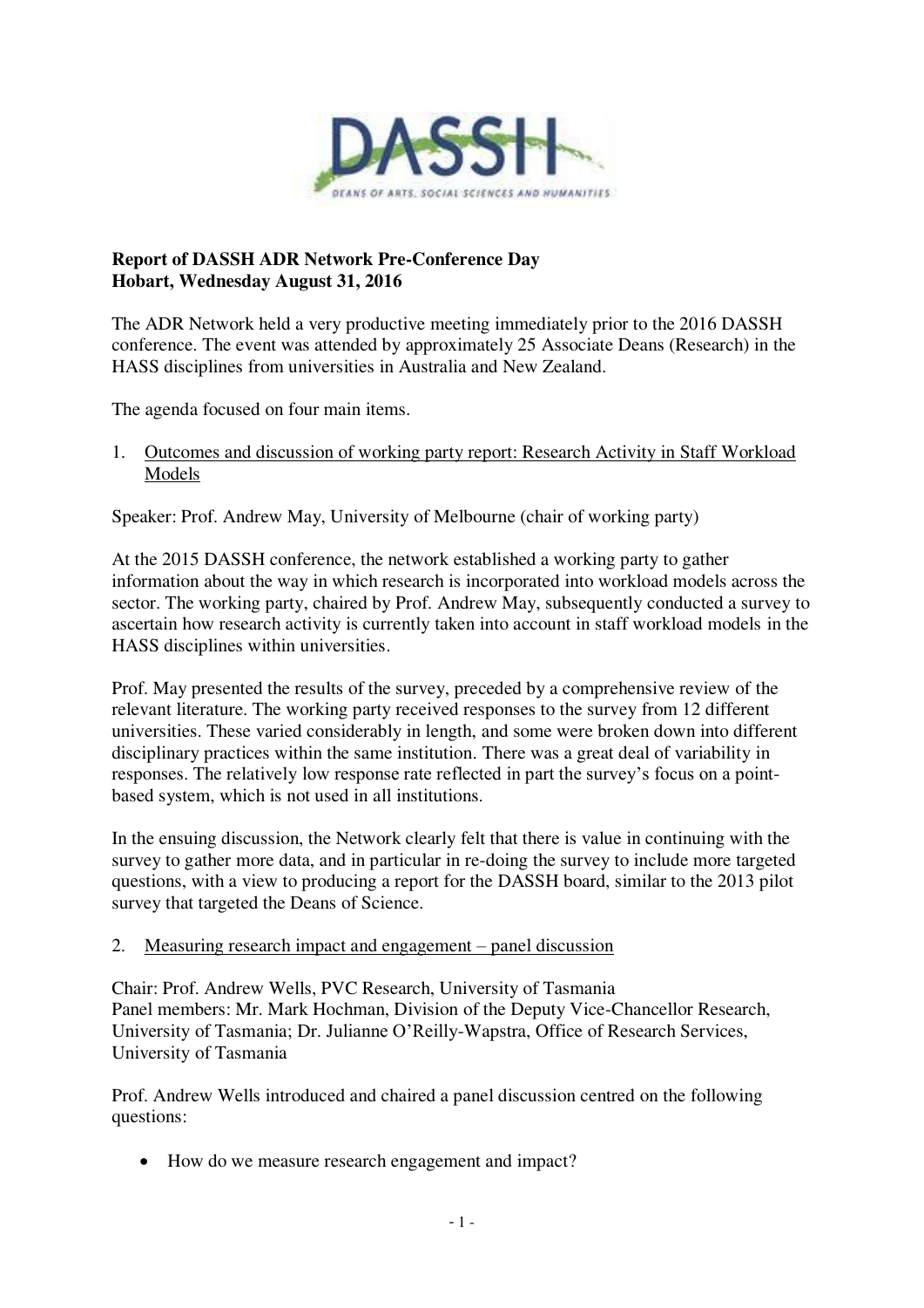**Report of DASSH ADR Network Pre-Conference Day**
**Hobart, Wednesday August 31, 2016**

The ADR Network held a very productive meeting immediately prior to the 2016 DASSH conference. The event was attended by approximately 25 Associate Deans (Research) in the HASS disciplines from universities in Australia and New Zealand.

The agenda focused on four main items.

1. Outcomes and discussion of working party report: Research Activity in Staff Workload Models

Speaker: Prof. Andrew May, University of Melbourne (chair of working party)

At the 2015 DASSH conference, the network established a working party to gather information about the way in which research is incorporated into workload models across the sector. The working party, chaired by Prof. Andrew May, subsequently conducted a survey to ascertain how research activity is currently taken into account in staff workload models in the HASS disciplines within universities.

Prof. May presented the results of the survey, preceded by a comprehensive review of the relevant literature. The working party received responses to the survey from 12 different universities. These varied considerably in length, and some were broken down into different disciplinary practices within the same institution. There was a great deal of variability in responses. The relatively low response rate reflected in part the survey's focus on a point-based system, which is not used in all institutions.

In the ensuing discussion, the Network clearly felt that there is value in continuing with the survey to gather more data, and in particular in re-doing the survey to include more targeted questions, with a view to producing a report for the DASSH board, similar to the 2013 pilot survey that targeted the Deans of Science.

2. Measuring research impact and engagement – panel discussion

Chair: Prof. Andrew Wells, PVC Research, University of Tasmania
Panel members: Mr. Mark Hochman, Division of the Deputy Vice-Chancellor Research, University of Tasmania; Dr. Julianne O'Reilly-Wapstra, Office of Research Services, University of Tasmania

Prof. Andrew Wells introduced and chaired a panel discussion centred on the following questions:

- How do we measure research engagement and impact?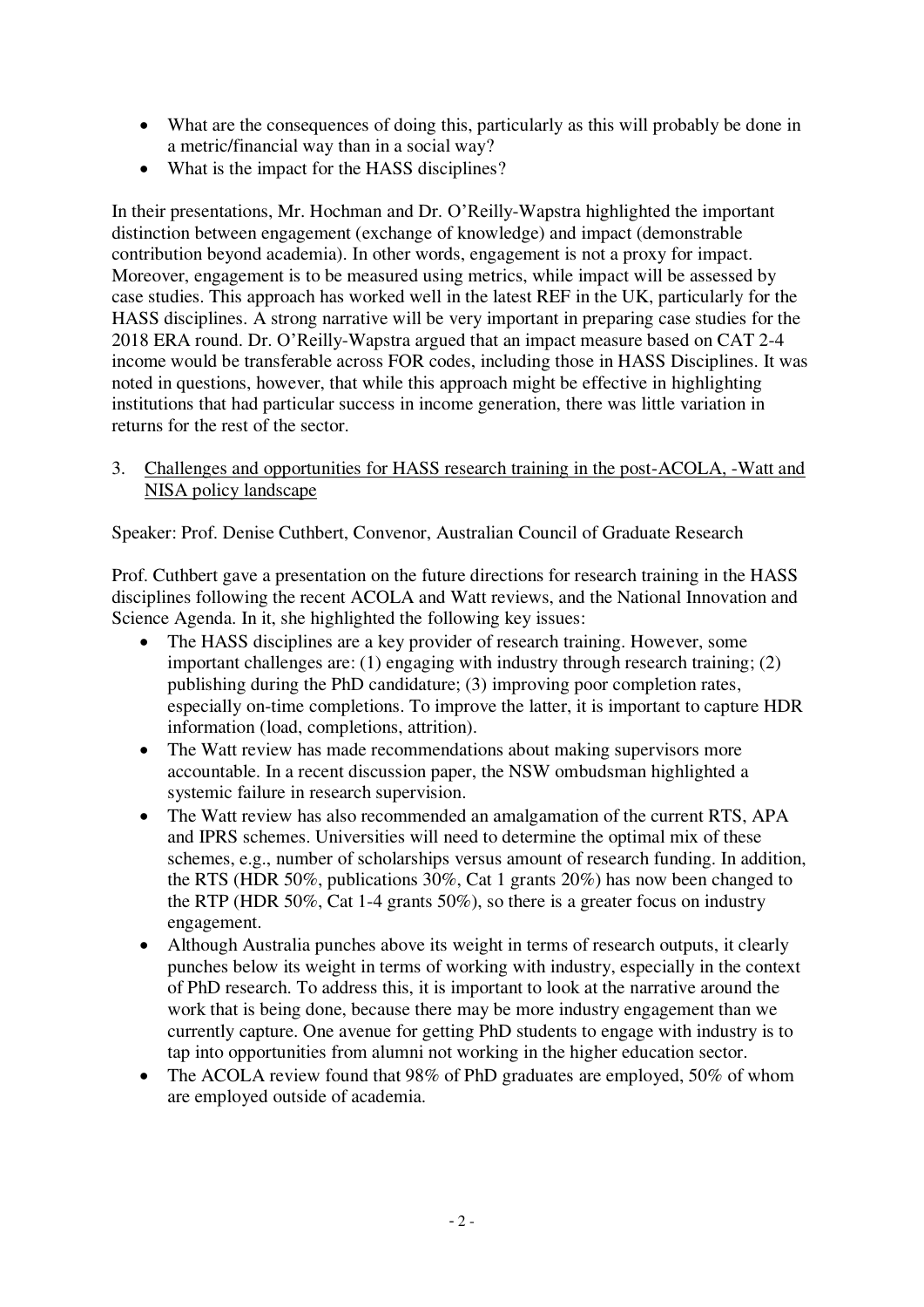- What are the consequences of doing this, particularly as this will probably be done in a metric/financial way than in a social way?
- What is the impact for the HASS disciplines?

In their presentations, Mr. Hochman and Dr. O'Reilly-Wapstra highlighted the important distinction between engagement (exchange of knowledge) and impact (demonstrable contribution beyond academia). In other words, engagement is not a proxy for impact. Moreover, engagement is to be measured using metrics, while impact will be assessed by case studies. This approach has worked well in the latest REF in the UK, particularly for the HASS disciplines. A strong narrative will be very important in preparing case studies for the 2018 ERA round. Dr. O'Reilly-Wapstra argued that an impact measure based on CAT 2-4 income would be transferable across FOR codes, including those in HASS Disciplines. It was noted in questions, however, that while this approach might be effective in highlighting institutions that had particular success in income generation, there was little variation in returns for the rest of the sector.

3. Challenges and opportunities for HASS research training in the post-ACOLA, -Watt and NISA policy landscape

Speaker: Prof. Denise Cuthbert, Convenor, Australian Council of Graduate Research

Prof. Cuthbert gave a presentation on the future directions for research training in the HASS disciplines following the recent ACOLA and Watt reviews, and the National Innovation and Science Agenda. In it, she highlighted the following key issues:

- The HASS disciplines are a key provider of research training. However, some important challenges are: (1) engaging with industry through research training; (2) publishing during the PhD candidature; (3) improving poor completion rates, especially on-time completions. To improve the latter, it is important to capture HDR information (load, completions, attrition).
- The Watt review has made recommendations about making supervisors more accountable. In a recent discussion paper, the NSW ombudsman highlighted a systemic failure in research supervision.
- The Watt review has also recommended an amalgamation of the current RTS, APA and IPRS schemes. Universities will need to determine the optimal mix of these schemes, e.g., number of scholarships versus amount of research funding. In addition, the RTS (HDR 50%, publications 30%, Cat 1 grants 20%) has now been changed to the RTP (HDR 50%, Cat 1-4 grants 50%), so there is a greater focus on industry engagement.
- Although Australia punches above its weight in terms of research outputs, it clearly punches below its weight in terms of working with industry, especially in the context of PhD research. To address this, it is important to look at the narrative around the work that is being done, because there may be more industry engagement than we currently capture. One avenue for getting PhD students to engage with industry is to tap into opportunities from alumni not working in the higher education sector.
- The ACOLA review found that 98% of PhD graduates are employed, 50% of whom are employed outside of academia.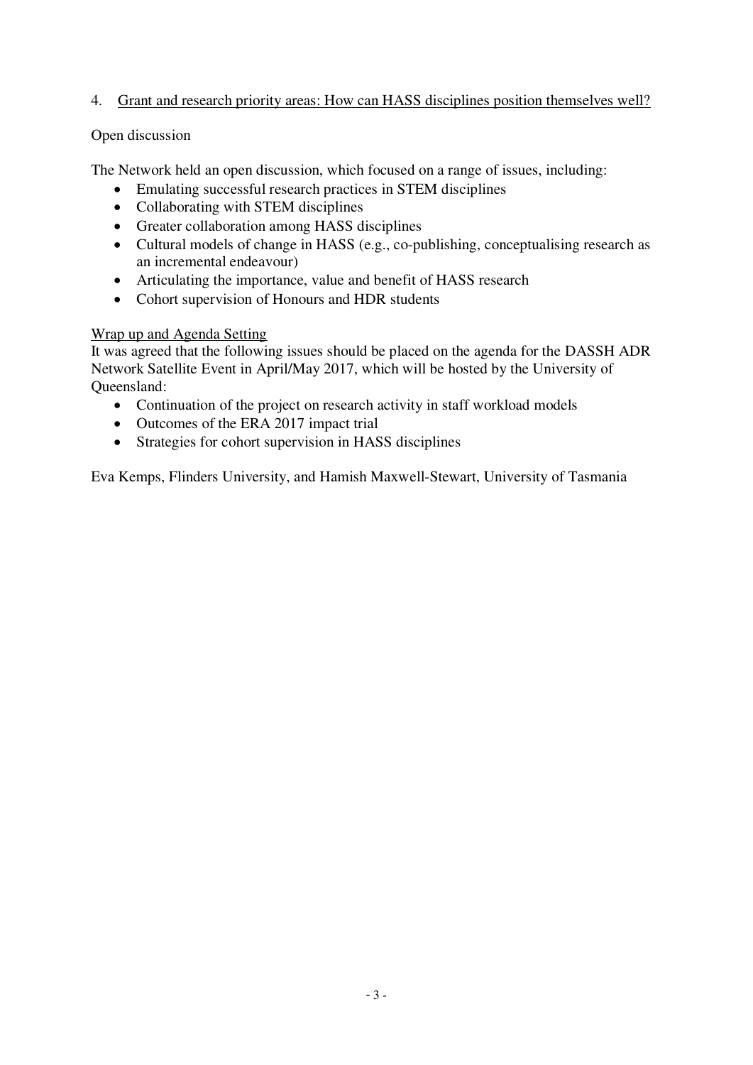4. Grant and research priority areas: How can HASS disciplines position themselves well?

Open discussion

The Network held an open discussion, which focused on a range of issues, including:

- Emulating successful research practices in STEM disciplines
- Collaborating with STEM disciplines
- Greater collaboration among HASS disciplines
- Cultural models of change in HASS (e.g., co-publishing, conceptualising research as an incremental endeavour)
- Articulating the importance, value and benefit of HASS research
- Cohort supervision of Honours and HDR students

Wrap up and Agenda Setting

It was agreed that the following issues should be placed on the agenda for the DASSH ADR Network Satellite Event in April/May 2017, which will be hosted by the University of Queensland:

- Continuation of the project on research activity in staff workload models
- Outcomes of the ERA 2017 impact trial
- Strategies for cohort supervision in HASS disciplines

Eva Kemps, Flinders University, and Hamish Maxwell-Stewart, University of Tasmania